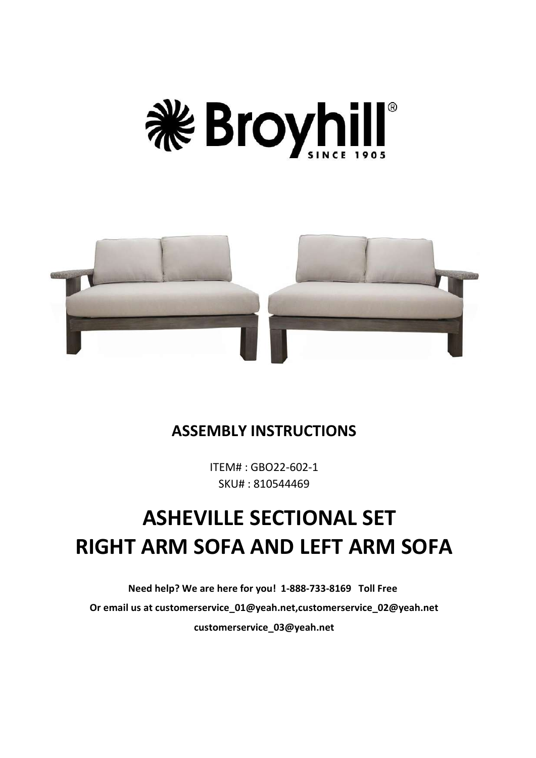Broyhill®
SINCE 1905

## ASSEMBLY INSTRUCTIONS

ITEM# : GBO22-602-1
SKU# : 810544469

# ASHEVILLE SECTIONAL SET
# RIGHT ARM SOFA AND LEFT ARM SOFA

**Need help? We are here for you! 1-888-733-8169 Toll Free**

**Or email us at customerservice_01@yeah.net,customerservice_02@yeah.net**

**customerservice_03@yeah.net**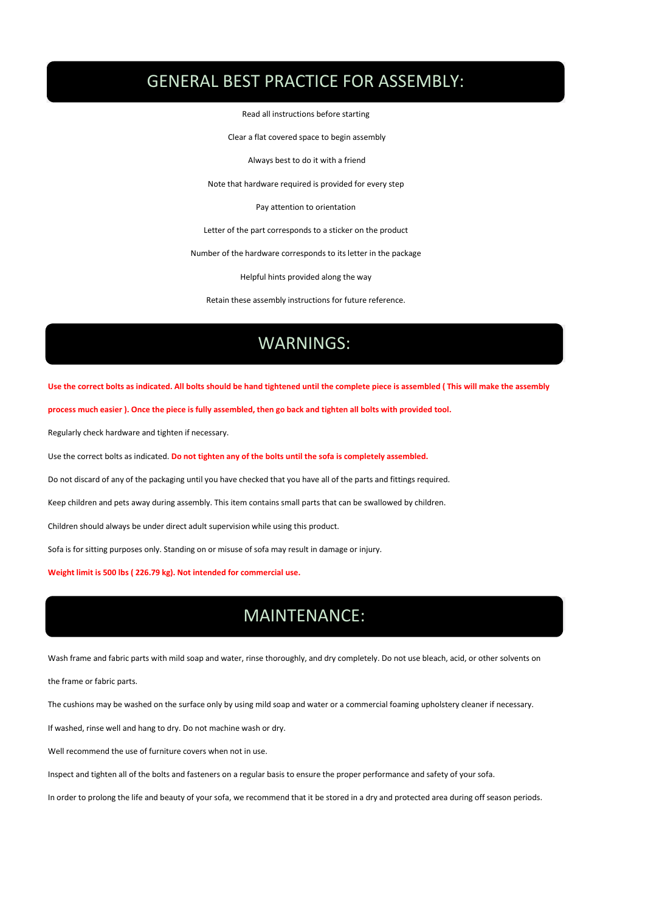## GENERAL BEST PRACTICE FOR ASSEMBLY:

Read all instructions before starting

Clear a flat covered space to begin assembly

Always best to do it with a friend

Note that hardware required is provided for every step

Pay attention to orientation

Letter of the part corresponds to a sticker on the product

Number of the hardware corresponds to its letter in the package

Helpful hints provided along the way

Retain these assembly instructions for future reference.

## WARNINGS:

**Use the correct bolts as indicated. All bolts should be hand tightened until the complete piece is assembled ( This will make the assembly process much easier ). Once the piece is fully assembled, then go back and tighten all bolts with provided tool.**

Regularly check hardware and tighten if necessary.

Use the correct bolts as indicated. **Do not tighten any of the bolts until the sofa is completely assembled.**

Do not discard of any of the packaging until you have checked that you have all of the parts and fittings required.

Keep children and pets away during assembly. This item contains small parts that can be swallowed by children.

Children should always be under direct adult supervision while using this product.

Sofa is for sitting purposes only. Standing on or misuse of sofa may result in damage or injury.

**Weight limit is 500 lbs ( 226.79 kg). Not intended for commercial use.**

## MAINTENANCE:

Wash frame and fabric parts with mild soap and water, rinse thoroughly, and dry completely. Do not use bleach, acid, or other solvents on the frame or fabric parts.

The cushions may be washed on the surface only by using mild soap and water or a commercial foaming upholstery cleaner if necessary.

If washed, rinse well and hang to dry. Do not machine wash or dry.

Well recommend the use of furniture covers when not in use.

Inspect and tighten all of the bolts and fasteners on a regular basis to ensure the proper performance and safety of your sofa.

In order to prolong the life and beauty of your sofa, we recommend that it be stored in a dry and protected area during off season periods.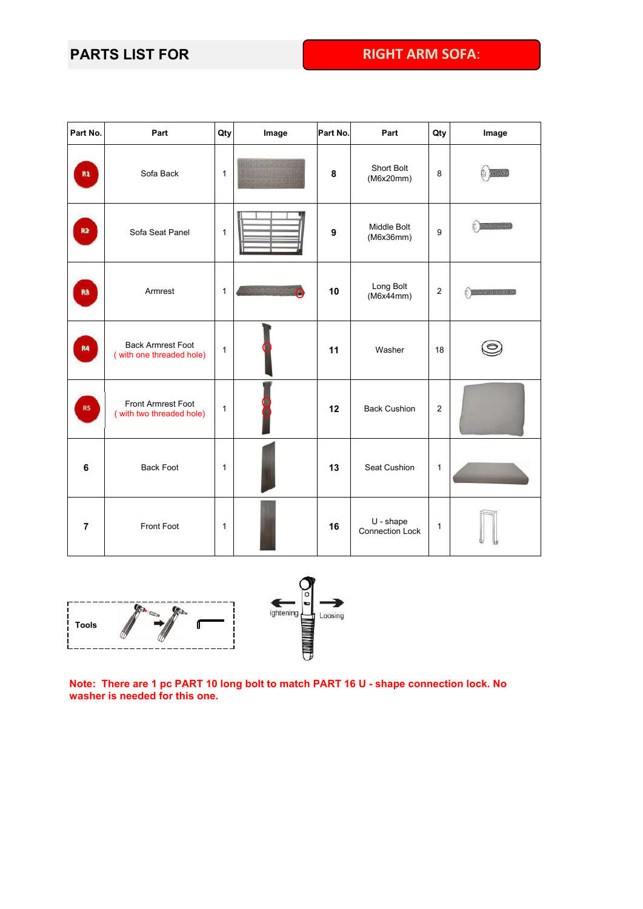# PARTS LIST FOR RIGHT ARM SOFA:

| Part No. | Part | Qty | Image | Part No. | Part | Qty | Image |
|---|---|---|---|---|---|---|---|
| R1 | Sofa Back | 1 | | 8 | Short Bolt (M6x20mm) | 8 | |
| R2 | Sofa Seat Panel | 1 | | 9 | Middle Bolt (M6x36mm) | 9 | |
| R3 | Armrest | 1 | | 10 | Long Bolt (M6x44mm) | 2 | |
| R4 | Back Armrest Foot ( with one threaded hole) | 1 | | 11 | Washer | 18 | |
| R5 | Front Armrest Foot ( with two threaded hole) | 1 | | 12 | Back Cushion | 2 | |
| 6 | Back Foot | 1 | | 13 | Seat Cushion | 1 | |
| 7 | Front Foot | 1 | | 16 | U - shape Connection Lock | 1 | |

Tools

ightening Loosing

**Note: There are 1 pc PART 10 long bolt to match PART 16 U - shape connection lock. No washer is needed for this one.**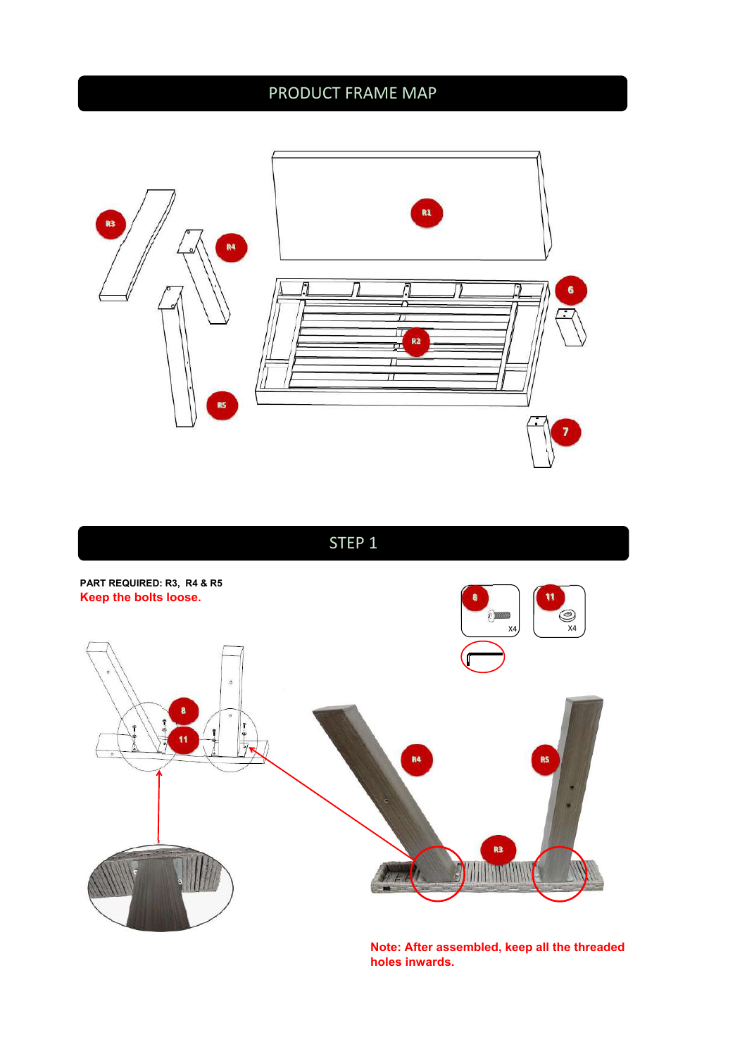## PRODUCT FRAME MAP

## STEP 1

**PART REQUIRED: R3, R4 & R5**

**Keep the bolts loose.**

**Note: After assembled, keep all the threaded holes inwards.**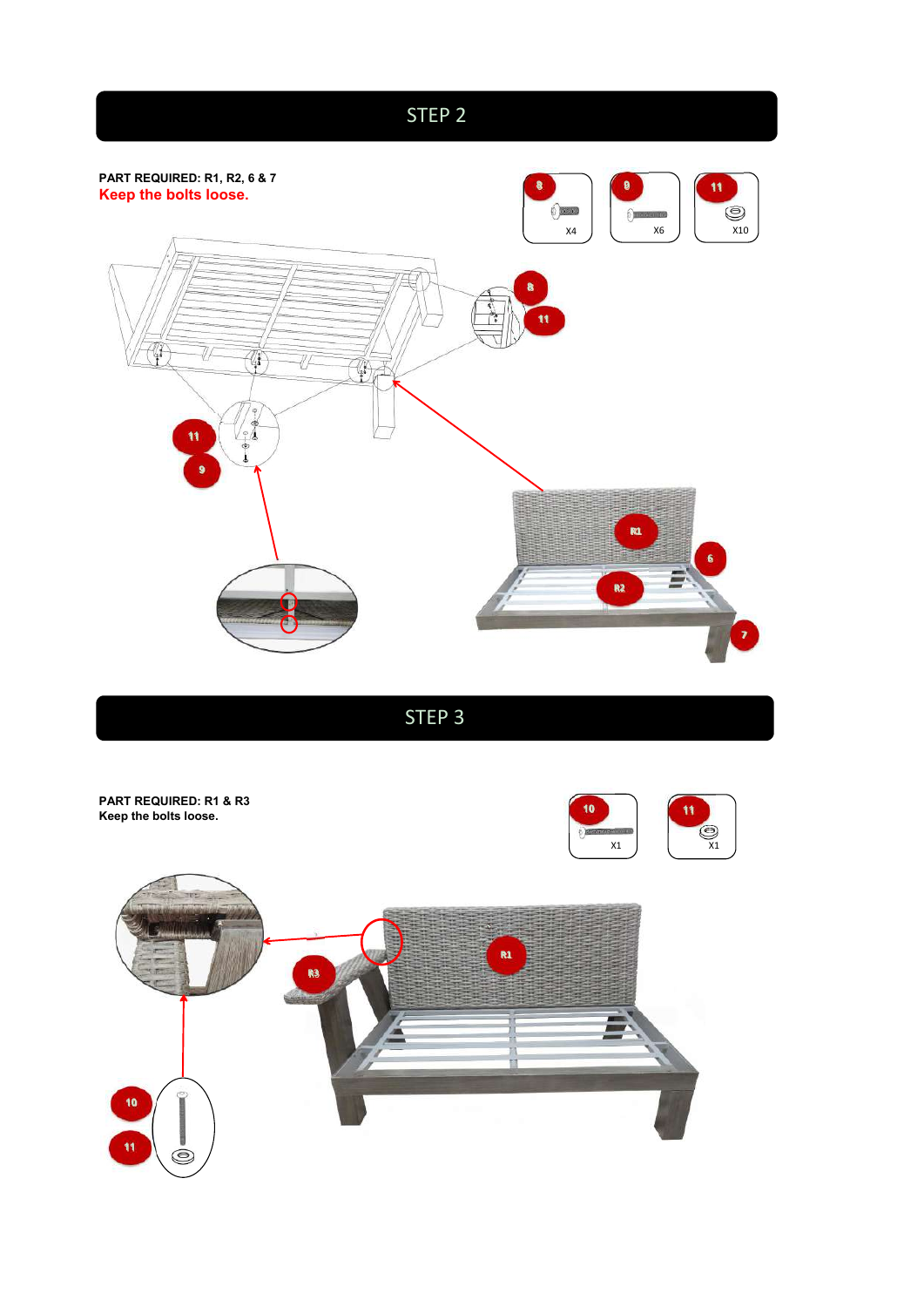# STEP 2

**PART REQUIRED: R1, R2, 6 & 7**

**Keep the bolts loose.**

8 X4

9 X6

11 X10

# STEP 3

**PART REQUIRED: R1 & R3**

**Keep the bolts loose.**

10 X1

11 X1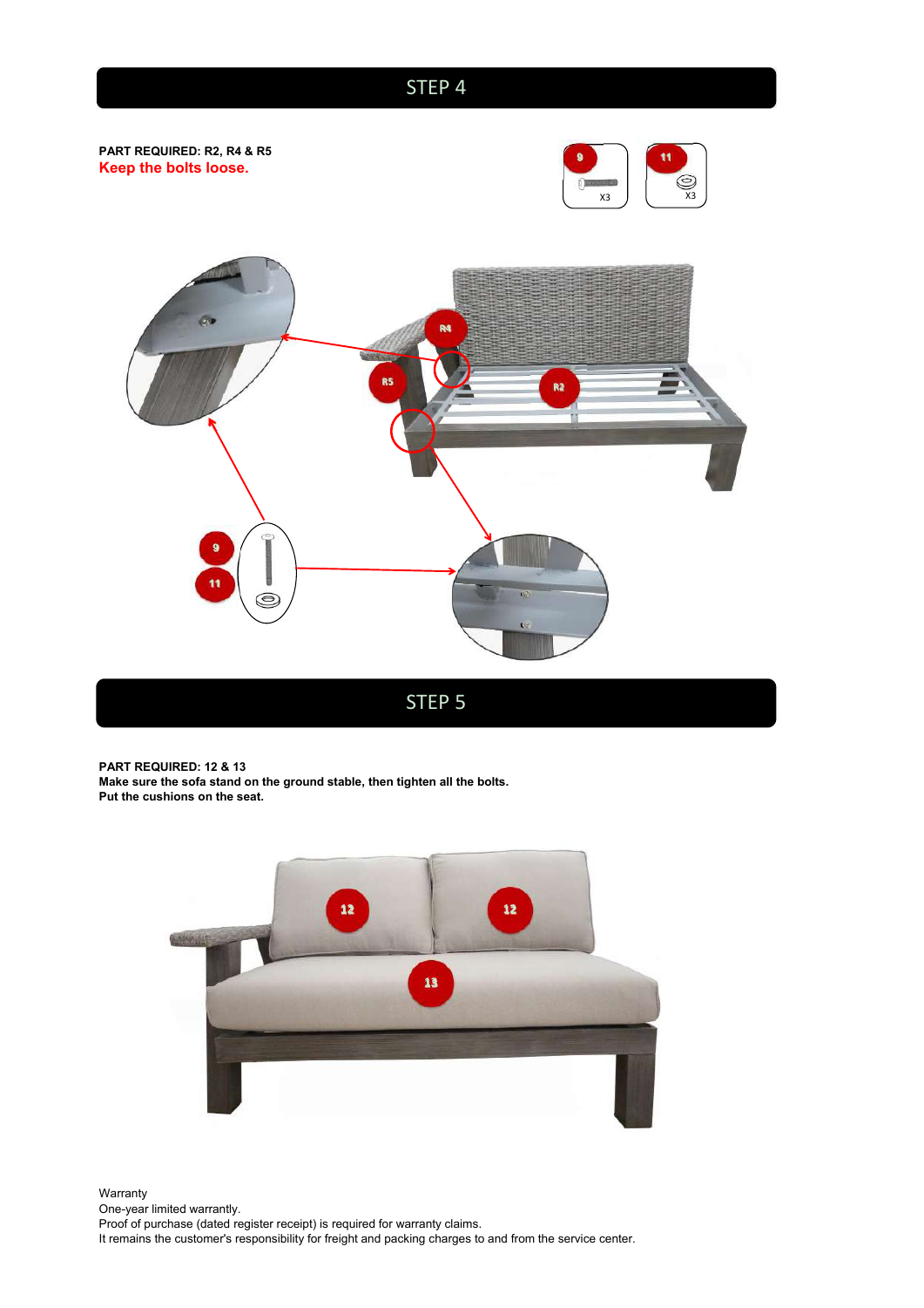## STEP 4

**PART REQUIRED: R2, R4 & R5**

**Keep the bolts loose.**

9 X3

11 X3

R4

R5

R2

9

11

## STEP 5

**PART REQUIRED: 12 & 13**

**Make sure the sofa stand on the ground stable, then tighten all the bolts.**

**Put the cushions on the seat.**

12

12

13

Warranty

One-year limited warrantly.

Proof of purchase (dated register receipt) is required for warranty claims.

It remains the customer's responsibility for freight and packing charges to and from the service center.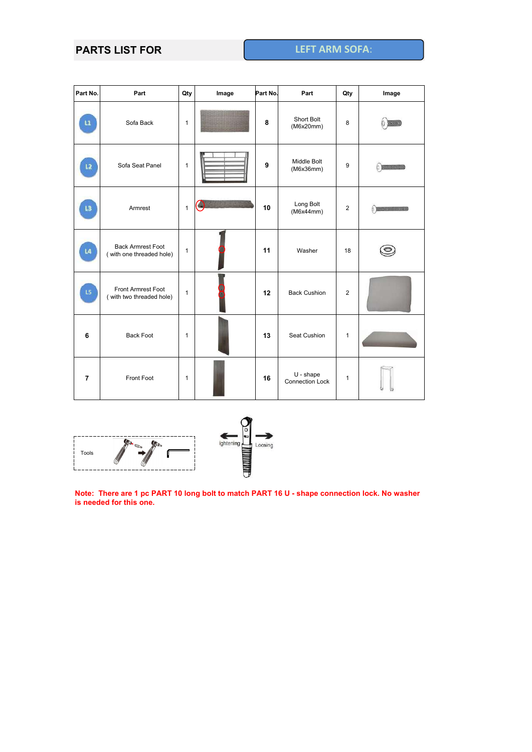# PARTS LIST FOR LEFT ARM SOFA:

| Part No. | Part | Qty | Image | Part No. | Part | Qty | Image |
|---|---|---|---|---|---|---|---|
| L1 | Sofa Back | 1 | | 8 | Short Bolt (M6x20mm) | 8 | |
| L2 | Sofa Seat Panel | 1 | | 9 | Middle Bolt (M6x36mm) | 9 | |
| L3 | Armrest | 1 | | 10 | Long Bolt (M6x44mm) | 2 | |
| L4 | Back Armrest Foot ( with one threaded hole) | 1 | | 11 | Washer | 18 | |
| L5 | Front Armrest Foot ( with two threaded hole) | 1 | | 12 | Back Cushion | 2 | |
| 6 | Back Foot | 1 | | 13 | Seat Cushion | 1 | |
| 7 | Front Foot | 1 | | 16 | U - shape Connection Lock | 1 | |

Tools

ightening Loosing

**Note: There are 1 pc PART 10 long bolt to match PART 16 U - shape connection lock. No washer is needed for this one.**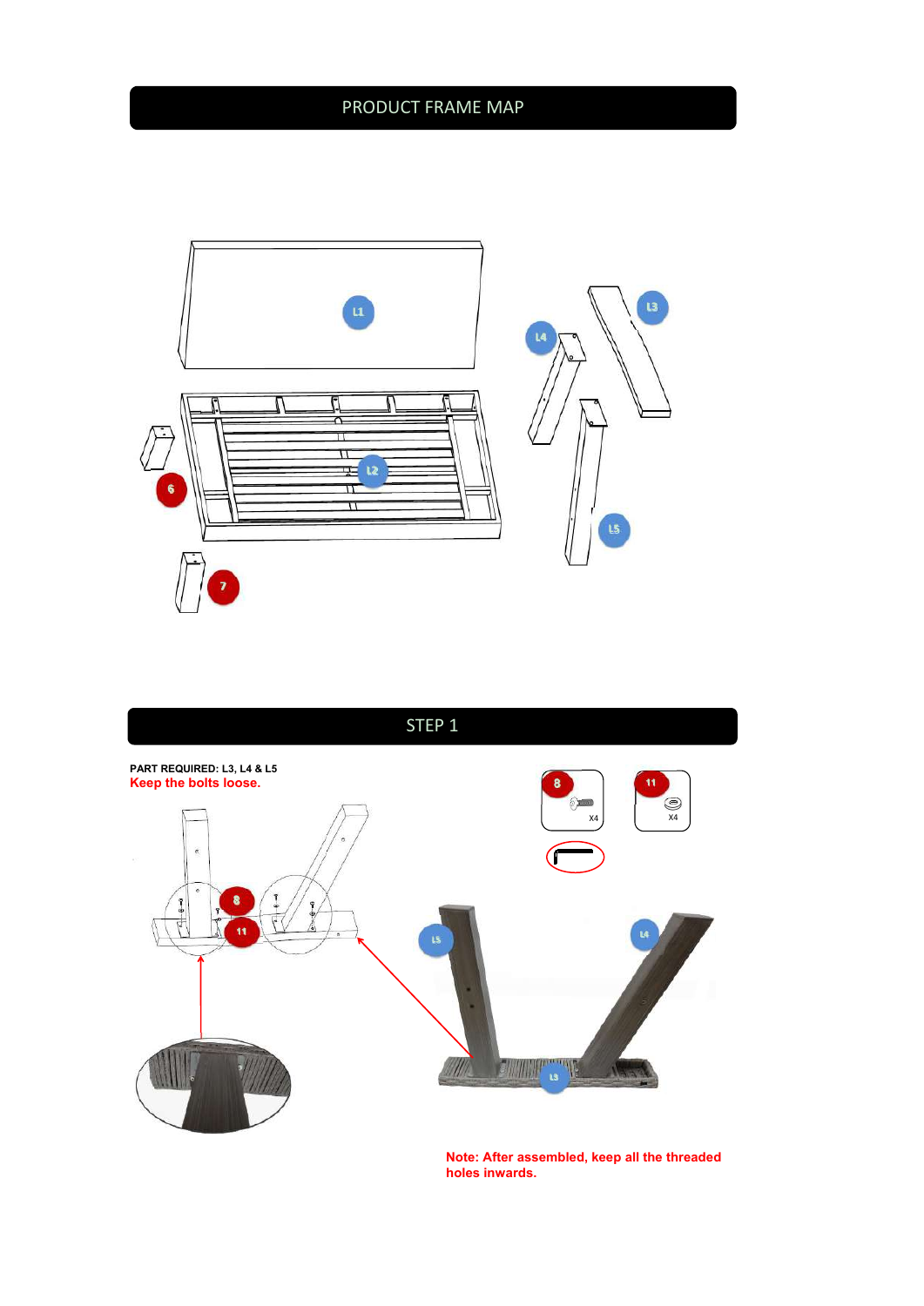## PRODUCT FRAME MAP

## STEP 1

**PART REQUIRED: L3, L4 & L5**

**Keep the bolts loose.**

**Note: After assembled, keep all the threaded holes inwards.**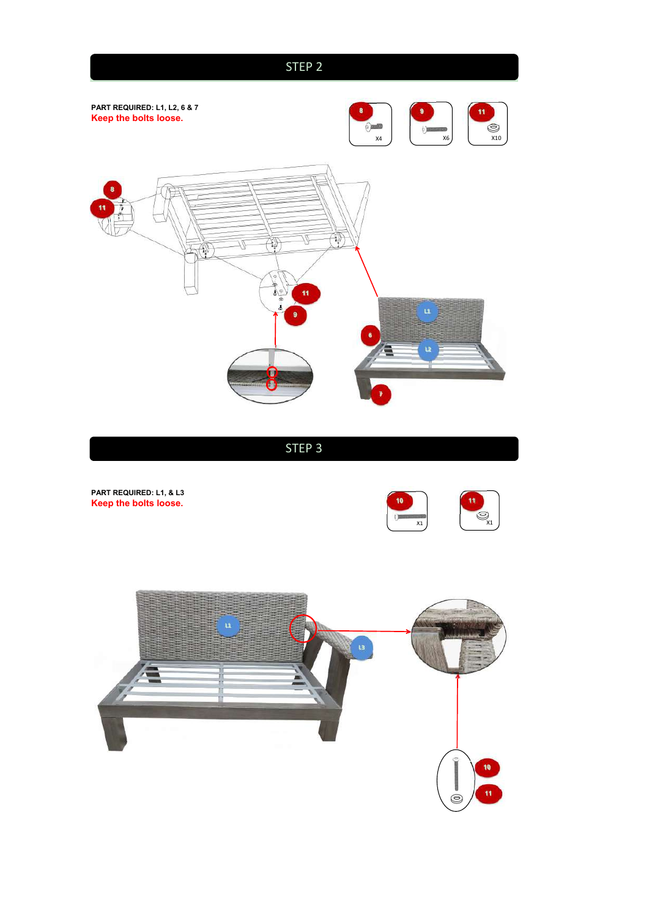## STEP 2

**PART REQUIRED: L1, L2, 6 & 7**

**Keep the bolts loose.**

8 X4

9 X6

11 X10

## STEP 3

**PART REQUIRED: L1, & L3**

**Keep the bolts loose.**

10 X1

11 X1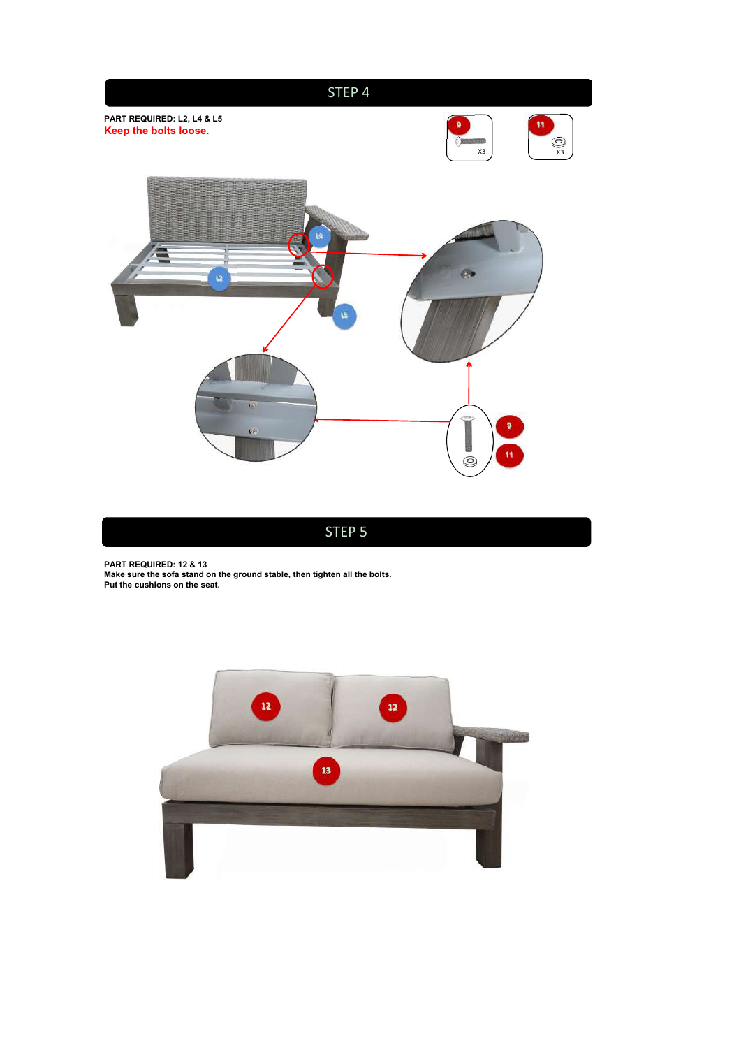## STEP 4

**PART REQUIRED: L2, L4 & L5**

**Keep the bolts loose.**

9 X3

11 X3

## STEP 5

**PART REQUIRED: 12 & 13**

**Make sure the sofa stand on the ground stable, then tighten all the bolts.**

**Put the cushions on the seat.**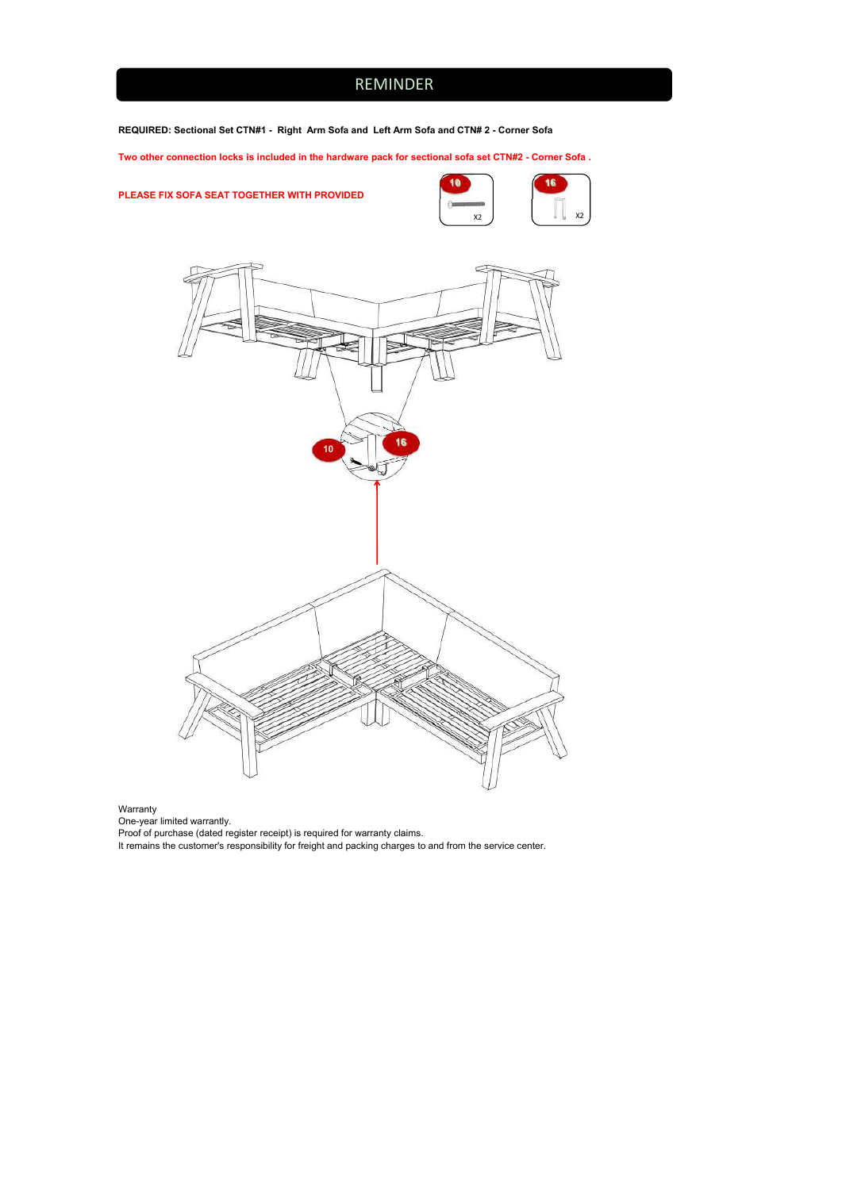# REMINDER

**REQUIRED: Sectional Set CTN#1 - Right Arm Sofa and Left Arm Sofa and CTN# 2 - Corner Sofa**

**Two other connection locks is included in the hardware pack for sectional sofa set CTN#2 - Corner Sofa .**

**PLEASE FIX SOFA SEAT TOGETHER WITH PROVIDED**

10 X2

16 X2

10

16

Warranty
One-year limited warrantly.
Proof of purchase (dated register receipt) is required for warranty claims.
It remains the customer's responsibility for freight and packing charges to and from the service center.